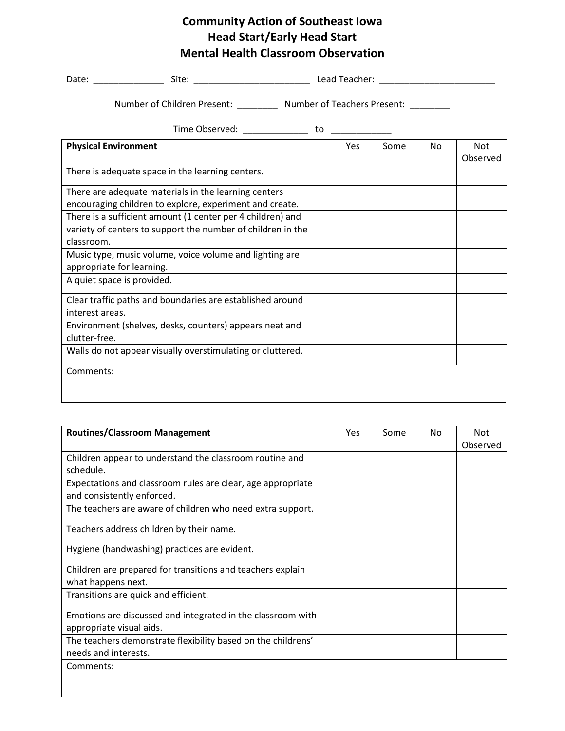# Community Action of Southeast Iowa
# Head Start/Early Head Start
# Mental Health Classroom Observation

Date: ______________ Site: _______________________ Lead Teacher: _______________________

Number of Children Present: ________ Number of Teachers Present: ________

Time Observed: _____________ to ____________

| **Physical Environment** | Yes | Some | No | Not Observed |
|---|---|---|---|---|
| There is adequate space in the learning centers. | | | | |
| There are adequate materials in the learning centers encouraging children to explore, experiment and create. | | | | |
| There is a sufficient amount (1 center per 4 children) and variety of centers to support the number of children in the classroom. | | | | |
| Music type, music volume, voice volume and lighting are appropriate for learning. | | | | |
| A quiet space is provided. | | | | |
| Clear traffic paths and boundaries are established around interest areas. | | | | |
| Environment (shelves, desks, counters) appears neat and clutter-free. | | | | |
| Walls do not appear visually overstimulating or cluttered. | | | | |
| Comments: | | | | |

| **Routines/Classroom Management** | Yes | Some | No | Not Observed |
|---|---|---|---|---|
| Children appear to understand the classroom routine and schedule. | | | | |
| Expectations and classroom rules are clear, age appropriate and consistently enforced. | | | | |
| The teachers are aware of children who need extra support. | | | | |
| Teachers address children by their name. | | | | |
| Hygiene (handwashing) practices are evident. | | | | |
| Children are prepared for transitions and teachers explain what happens next. | | | | |
| Transitions are quick and efficient. | | | | |
| Emotions are discussed and integrated in the classroom with appropriate visual aids. | | | | |
| The teachers demonstrate flexibility based on the childrens' needs and interests. | | | | |
| Comments: | | | | |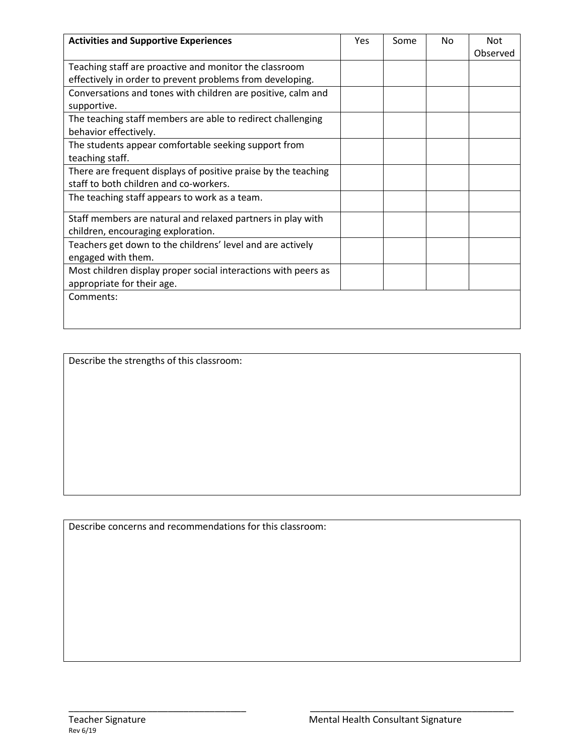| Activities and Supportive Experiences | Yes | Some | No | Not Observed |
| --- | --- | --- | --- | --- |
| Teaching staff are proactive and monitor the classroom effectively in order to prevent problems from developing. | | | | |
| Conversations and tones with children are positive, calm and supportive. | | | | |
| The teaching staff members are able to redirect challenging behavior effectively. | | | | |
| The students appear comfortable seeking support from teaching staff. | | | | |
| There are frequent displays of positive praise by the teaching staff to both children and co-workers. | | | | |
| The teaching staff appears to work as a team. | | | | |
| Staff members are natural and relaxed partners in play with children, encouraging exploration. | | | | |
| Teachers get down to the childrens' level and are actively engaged with them. | | | | |
| Most children display proper social interactions with peers as appropriate for their age. | | | | |
| Comments: | | | | |

Describe the strengths of this classroom:

Describe concerns and recommendations for this classroom:

___________________________________ Teacher Signature

___________________________________ Mental Health Consultant Signature

Rev 6/19